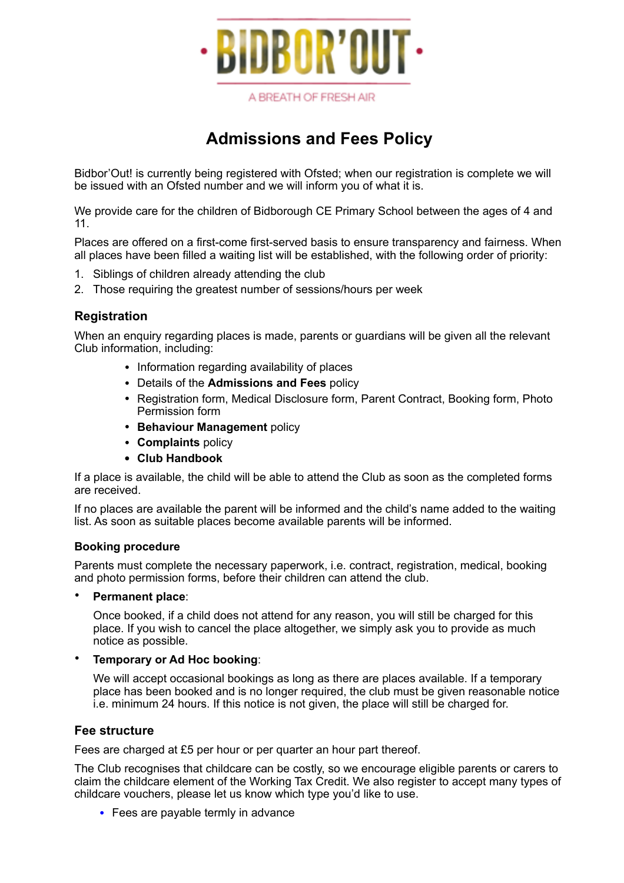# BIDBOR'OUT

A BREATH OF FRESH AIR

## Admissions and Fees Policy

Bidbor'Out! is currently being registered with Ofsted; when our registration is complete we will be issued with an Ofsted number and we will inform you of what it is.

We provide care for the children of Bidborough CE Primary School between the ages of 4 and 11.

Places are offered on a first-come first-served basis to ensure transparency and fairness. When all places have been filled a waiting list will be established, with the following order of priority:

1. Siblings of children already attending the club
2. Those requiring the greatest number of sessions/hours per week

### Registration

When an enquiry regarding places is made, parents or guardians will be given all the relevant Club information, including:

- Information regarding availability of places
- Details of the **Admissions and Fees** policy
- Registration form, Medical Disclosure form, Parent Contract, Booking form, Photo Permission form
- **Behaviour Management** policy
- **Complaints** policy
- **Club Handbook**

If a place is available, the child will be able to attend the Club as soon as the completed forms are received.

If no places are available the parent will be informed and the child's name added to the waiting list. As soon as suitable places become available parents will be informed.

#### Booking procedure

Parents must complete the necessary paperwork, i.e. contract, registration, medical, booking and photo permission forms, before their children can attend the club.

- **Permanent place**:

  Once booked, if a child does not attend for any reason, you will still be charged for this place. If you wish to cancel the place altogether, we simply ask you to provide as much notice as possible.

- **Temporary or Ad Hoc booking**:

  We will accept occasional bookings as long as there are places available. If a temporary place has been booked and is no longer required, the club must be given reasonable notice i.e. minimum 24 hours. If this notice is not given, the place will still be charged for.

### Fee structure

Fees are charged at £5 per hour or per quarter an hour part thereof.

The Club recognises that childcare can be costly, so we encourage eligible parents or carers to claim the childcare element of the Working Tax Credit. We also register to accept many types of childcare vouchers, please let us know which type you'd like to use.

- Fees are payable termly in advance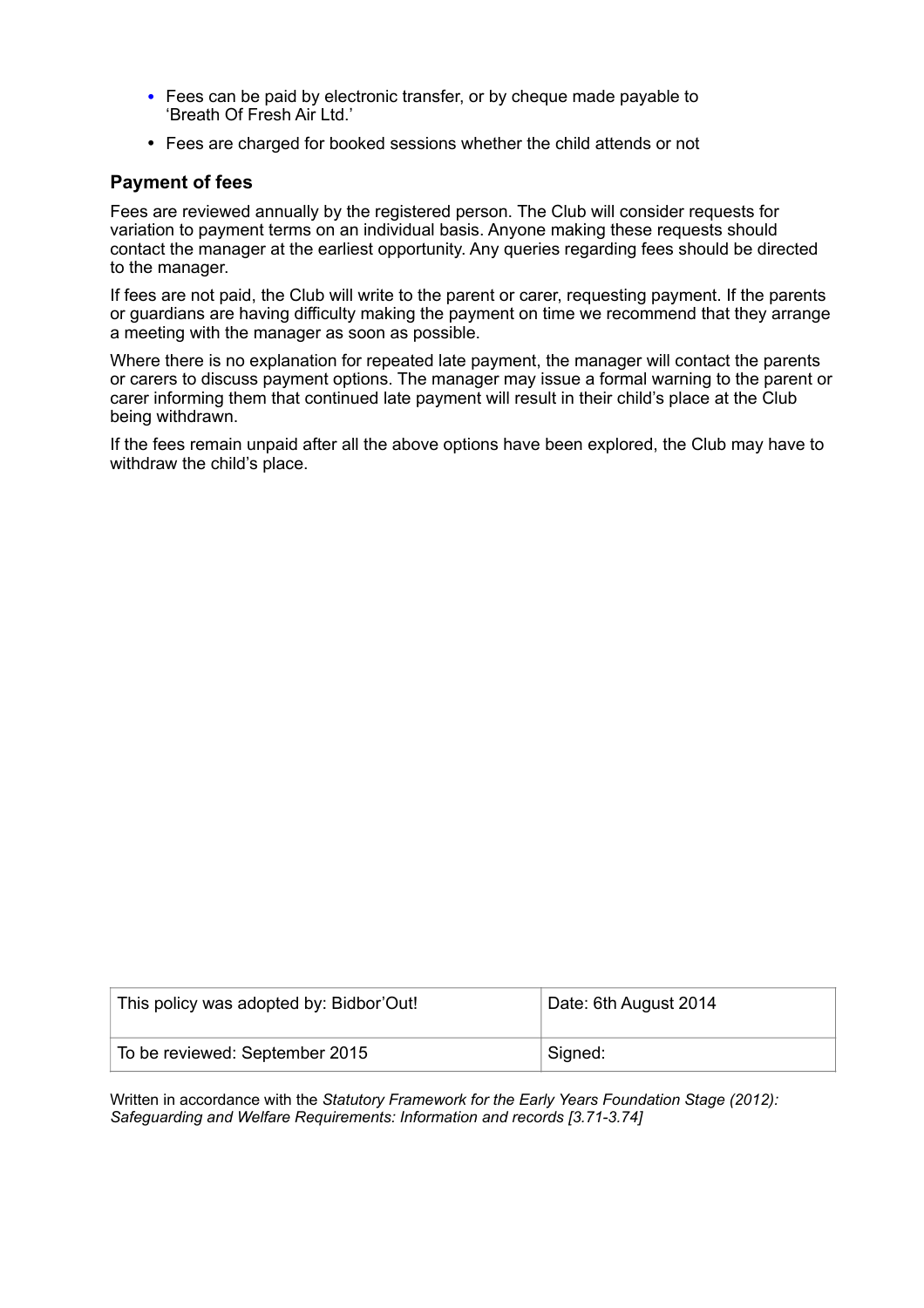- Fees can be paid by electronic transfer, or by cheque made payable to 'Breath Of Fresh Air Ltd.'
- Fees are charged for booked sessions whether the child attends or not

### Payment of fees

Fees are reviewed annually by the registered person. The Club will consider requests for variation to payment terms on an individual basis. Anyone making these requests should contact the manager at the earliest opportunity. Any queries regarding fees should be directed to the manager.

If fees are not paid, the Club will write to the parent or carer, requesting payment. If the parents or guardians are having difficulty making the payment on time we recommend that they arrange a meeting with the manager as soon as possible.

Where there is no explanation for repeated late payment, the manager will contact the parents or carers to discuss payment options. The manager may issue a formal warning to the parent or carer informing them that continued late payment will result in their child's place at the Club being withdrawn.

If the fees remain unpaid after all the above options have been explored, the Club may have to withdraw the child's place.

| | |
|---|---|
| This policy was adopted by: Bidbor'Out! | Date: 6th August 2014 |
| To be reviewed: September 2015 | Signed: |

Written in accordance with the *Statutory Framework for the Early Years Foundation Stage (2012): Safeguarding and Welfare Requirements: Information and records [3.71-3.74]*